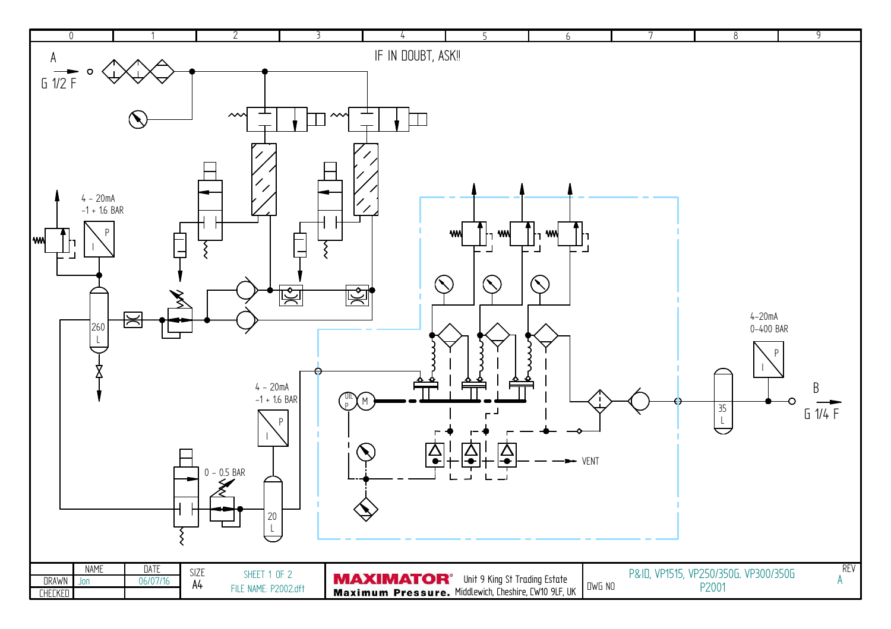IF IN DOUBT, ASK!!

A

G 1/2 F

4 - 20mA
-1 + 1.6 BAR

260
L

4 - 20mA
-1 + 1.6 BAR

0 - 0.5 BAR

20
L

OIL
P

M

VENT

4-20mA
0-400 BAR

35
L

B

G 1/4 F

| | NAME | DATE | SIZE | SHEET 1 OF 2 |
|---|---|---|---|---|
| DRAWN | Jon | 06/07/16 | A4 | FILE NAME: P2002.dft |
| CHECKED | | | | |

**MAXIMATOR®** Maximum Pressure. Unit 9 King St Trading Estate Middlewich, Cheshire, CW10 9LF, UK

DWG NO: P&ID, VP1515, VP250/350G. VP300/350G P2001

REV A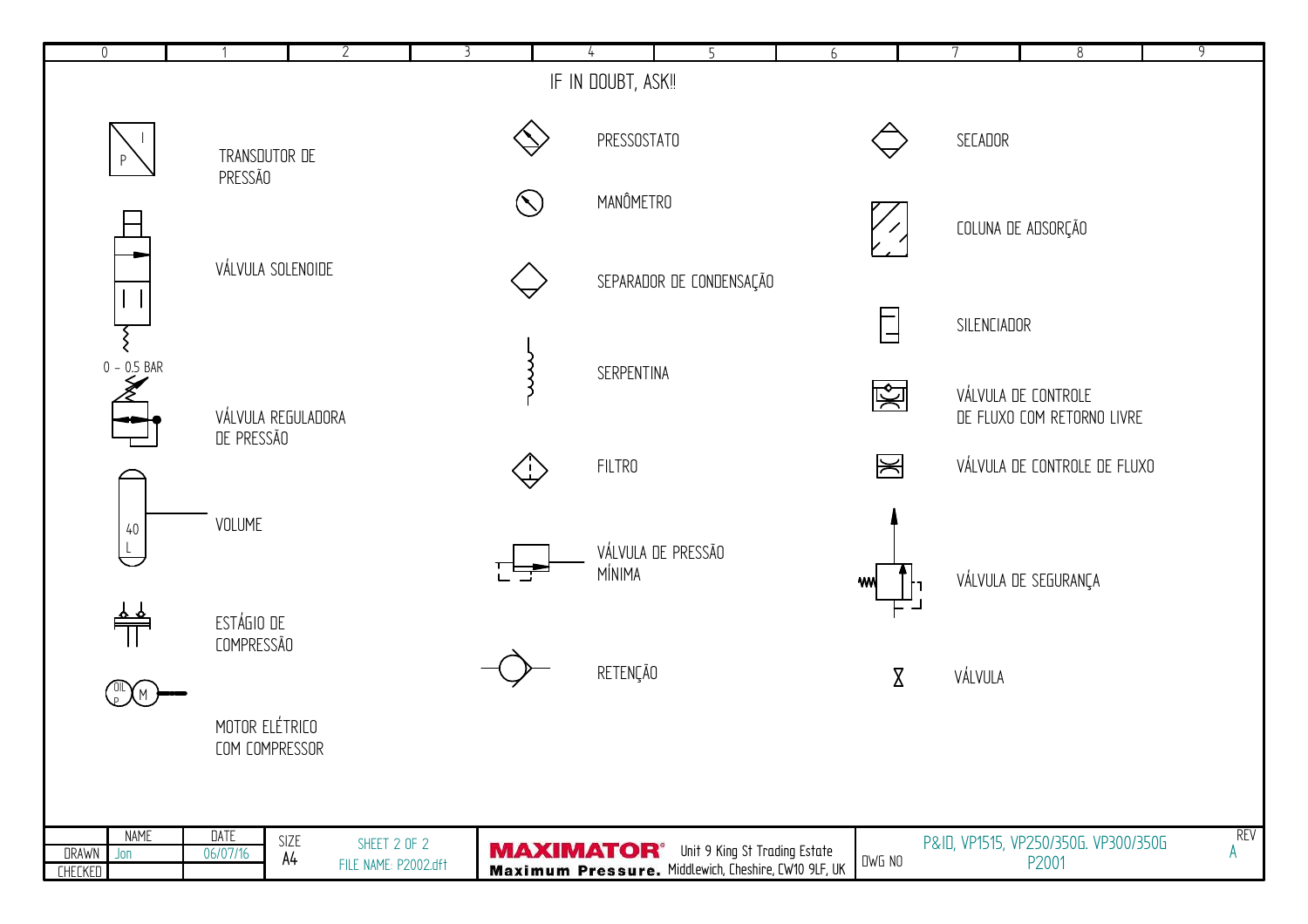IF IN DOUBT, ASK!!

| | |
|---|---|
| TRANSDUTOR DE PRESSÃO | P / I |
| VÁLVULA SOLENOIDE | |
| VÁLVULA REGULADORA DE PRESSÃO | 0 – 0.5 BAR |
| VOLUME | 40 L |
| ESTÁGIO DE COMPRESSÃO | |
| MOTOR ELÉTRICO COM COMPRESSOR | OIL P, M |
| PRESSOSTATO | |
| MANÔMETRO | |
| SEPARADOR DE CONDENSAÇÃO | |
| SERPENTINA | |
| FILTRO | |
| VÁLVULA DE PRESSÃO MÍNIMA | |
| RETENÇÃO | |
| SECADOR | |
| COLUNA DE ADSORÇÃO | |
| SILENCIADOR | |
| VÁLVULA DE CONTROLE DE FLUXO COM RETORNO LIVRE | |
| VÁLVULA DE CONTROLE DE FLUXO | |
| VÁLVULA DE SEGURANÇA | |
| VÁLVULA | |

| | NAME | DATE | SIZE | | |
|---|---|---|---|---|---|
| DRAWN | Jon | 06/07/16 | A4 | SHEET 2 OF 2 | FILE NAME: P2002.dft |
| CHECKED | | | | | |

MAXIMATOR® Maximum Pressure. Unit 9 King St Trading Estate Middlewich, Cheshire, CW10 9LF, UK

DWG NO: P&ID, VP1515, VP250/350G. VP300/350G P2001

REV A